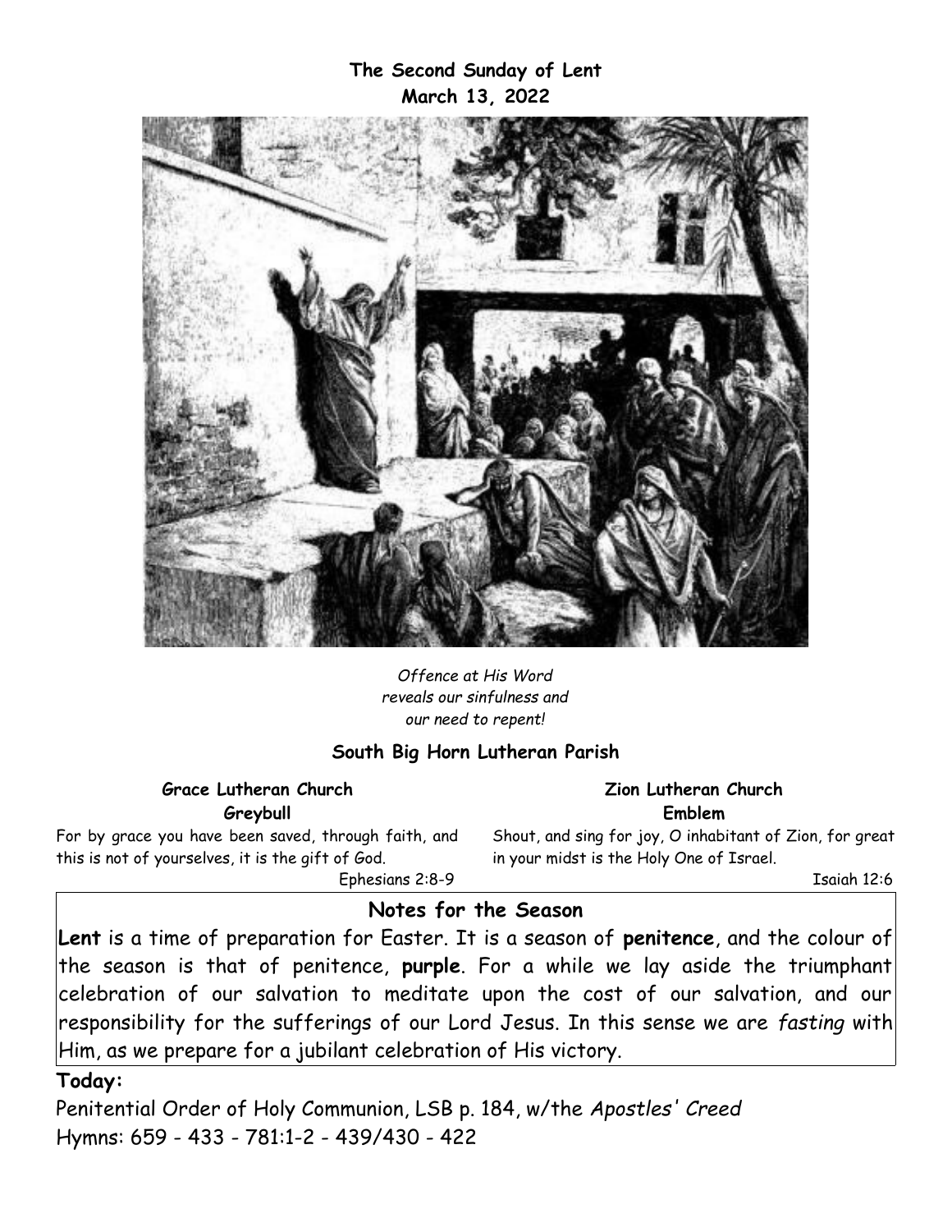**The Second Sunday of Lent**
**March 13, 2022**

*Offence at His Word*
*reveals our sinfulness and*
*our need to repent!*

**South Big Horn Lutheran Parish**

**Grace Lutheran Church**
**Greybull**

For by grace you have been saved, through faith, and this is not of yourselves, it is the gift of God.

Ephesians 2:8-9

**Zion Lutheran Church**
**Emblem**

Shout, and sing for joy, O inhabitant of Zion, for great in your midst is the Holy One of Israel.

Isaiah 12:6

## Notes for the Season

**Lent** is a time of preparation for Easter. It is a season of **penitence**, and the colour of the season is that of penitence, **purple**. For a while we lay aside the triumphant celebration of our salvation to meditate upon the cost of our salvation, and our responsibility for the sufferings of our Lord Jesus. In this sense we are *fasting* with Him, as we prepare for a jubilant celebration of His victory.

**Today:**

Penitential Order of Holy Communion, LSB p. 184, w/the *Apostles' Creed*
Hymns: 659 - 433 - 781:1-2 - 439/430 - 422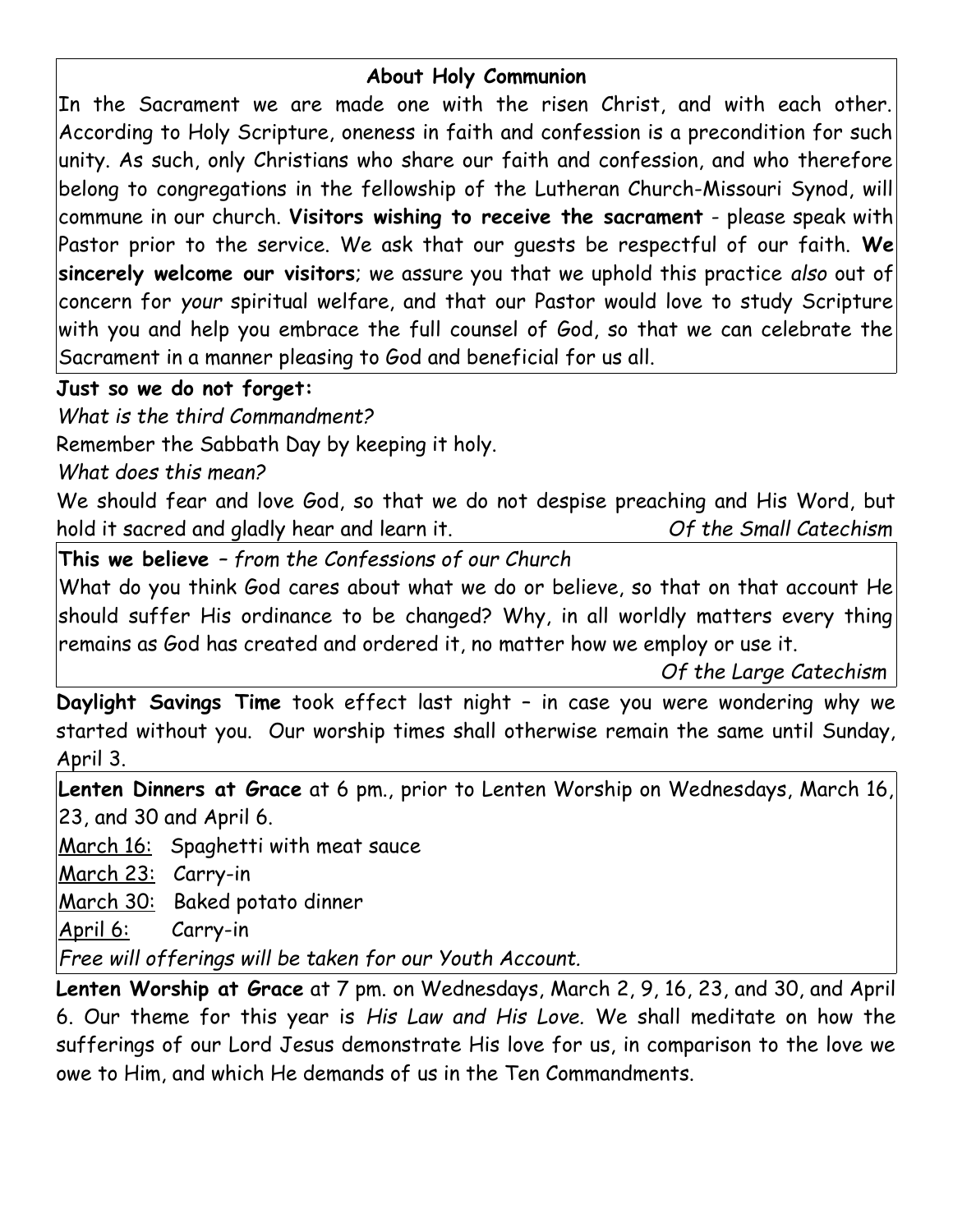## About Holy Communion

In the Sacrament we are made one with the risen Christ, and with each other. According to Holy Scripture, oneness in faith and confession is a precondition for such unity. As such, only Christians who share our faith and confession, and who therefore belong to congregations in the fellowship of the Lutheran Church-Missouri Synod, will commune in our church. **Visitors wishing to receive the sacrament** - please speak with Pastor prior to the service. We ask that our guests be respectful of our faith. **We sincerely welcome our visitors**; we assure you that we uphold this practice *also* out of concern for *your* spiritual welfare, and that our Pastor would love to study Scripture with you and help you embrace the full counsel of God, so that we can celebrate the Sacrament in a manner pleasing to God and beneficial for us all.

**Just so we do not forget:**

*What is the third Commandment?*

Remember the Sabbath Day by keeping it holy.

*What does this mean?*

We should fear and love God, so that we do not despise preaching and His Word, but hold it sacred and gladly hear and learn it. *Of the Small Catechism*

**This we believe** – *from the Confessions of our Church*

What do you think God cares about what we do or believe, so that on that account He should suffer His ordinance to be changed? Why, in all worldly matters every thing remains as God has created and ordered it, no matter how we employ or use it.

*Of the Large Catechism*

**Daylight Savings Time** took effect last night – in case you were wondering why we started without you. Our worship times shall otherwise remain the same until Sunday, April 3.

**Lenten Dinners at Grace** at 6 pm., prior to Lenten Worship on Wednesdays, March 16, 23, and 30 and April 6.

March 16: Spaghetti with meat sauce

March 23: Carry-in

March 30: Baked potato dinner

April 6: Carry-in

*Free will offerings will be taken for our Youth Account.*

**Lenten Worship at Grace** at 7 pm. on Wednesdays, March 2, 9, 16, 23, and 30, and April 6. Our theme for this year is *His Law and His Love.* We shall meditate on how the sufferings of our Lord Jesus demonstrate His love for us, in comparison to the love we owe to Him, and which He demands of us in the Ten Commandments.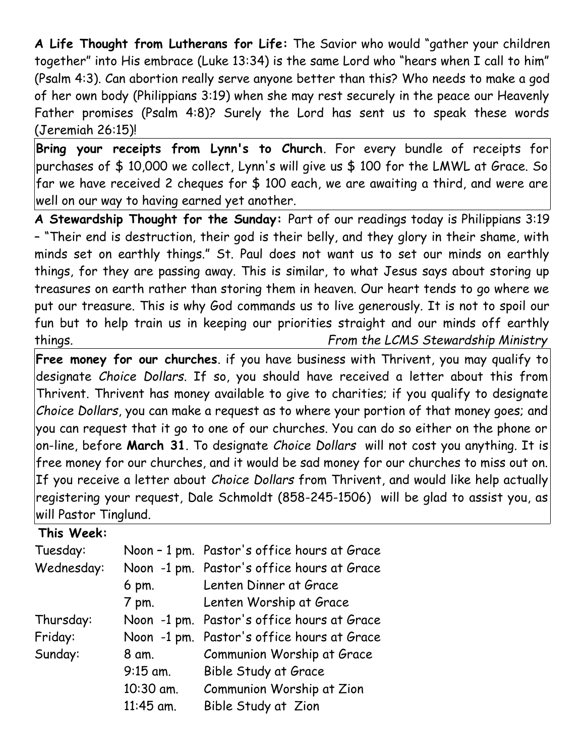**A Life Thought from Lutherans for Life:** The Savior who would "gather your children together" into His embrace (Luke 13:34) is the same Lord who "hears when I call to him" (Psalm 4:3). Can abortion really serve anyone better than this? Who needs to make a god of her own body (Philippians 3:19) when she may rest securely in the peace our Heavenly Father promises (Psalm 4:8)? Surely the Lord has sent us to speak these words (Jeremiah 26:15)!

**Bring your receipts from Lynn's to Church**. For every bundle of receipts for purchases of $ 10,000 we collect, Lynn's will give us $ 100 for the LMWL at Grace. So far we have received 2 cheques for $ 100 each, we are awaiting a third, and were are well on our way to having earned yet another.

**A Stewardship Thought for the Sunday:** Part of our readings today is Philippians 3:19 – "Their end is destruction, their god is their belly, and they glory in their shame, with minds set on earthly things." St. Paul does not want us to set our minds on earthly things, for they are passing away. This is similar, to what Jesus says about storing up treasures on earth rather than storing them in heaven. Our heart tends to go where we put our treasure. This is why God commands us to live generously. It is not to spoil our fun but to help train us in keeping our priorities straight and our minds off earthly things. *From the LCMS Stewardship Ministry*

**Free money for our churches**. if you have business with Thrivent, you may qualify to designate *Choice Dollars*. If so, you should have received a letter about this from Thrivent. Thrivent has money available to give to charities; if you qualify to designate *Choice Dollars*, you can make a request as to where your portion of that money goes; and you can request that it go to one of our churches. You can do so either on the phone or on-line, before **March 31**. To designate *Choice Dollars* will not cost you anything. It is free money for our churches, and it would be sad money for our churches to miss out on. If you receive a letter about *Choice Dollars* from Thrivent, and would like help actually registering your request, Dale Schmoldt (858-245-1506) will be glad to assist you, as will Pastor Tinglund.

**This Week:**

| | | |
|---|---|---|
| Tuesday: | Noon – 1 pm. | Pastor's office hours at Grace |
| Wednesday: | Noon -1 pm. | Pastor's office hours at Grace |
| | 6 pm. | Lenten Dinner at Grace |
| | 7 pm. | Lenten Worship at Grace |
| Thursday: | Noon -1 pm. | Pastor's office hours at Grace |
| Friday: | Noon -1 pm. | Pastor's office hours at Grace |
| Sunday: | 8 am. | Communion Worship at Grace |
| | 9:15 am. | Bible Study at Grace |
| | 10:30 am. | Communion Worship at Zion |
| | 11:45 am. | Bible Study at Zion |